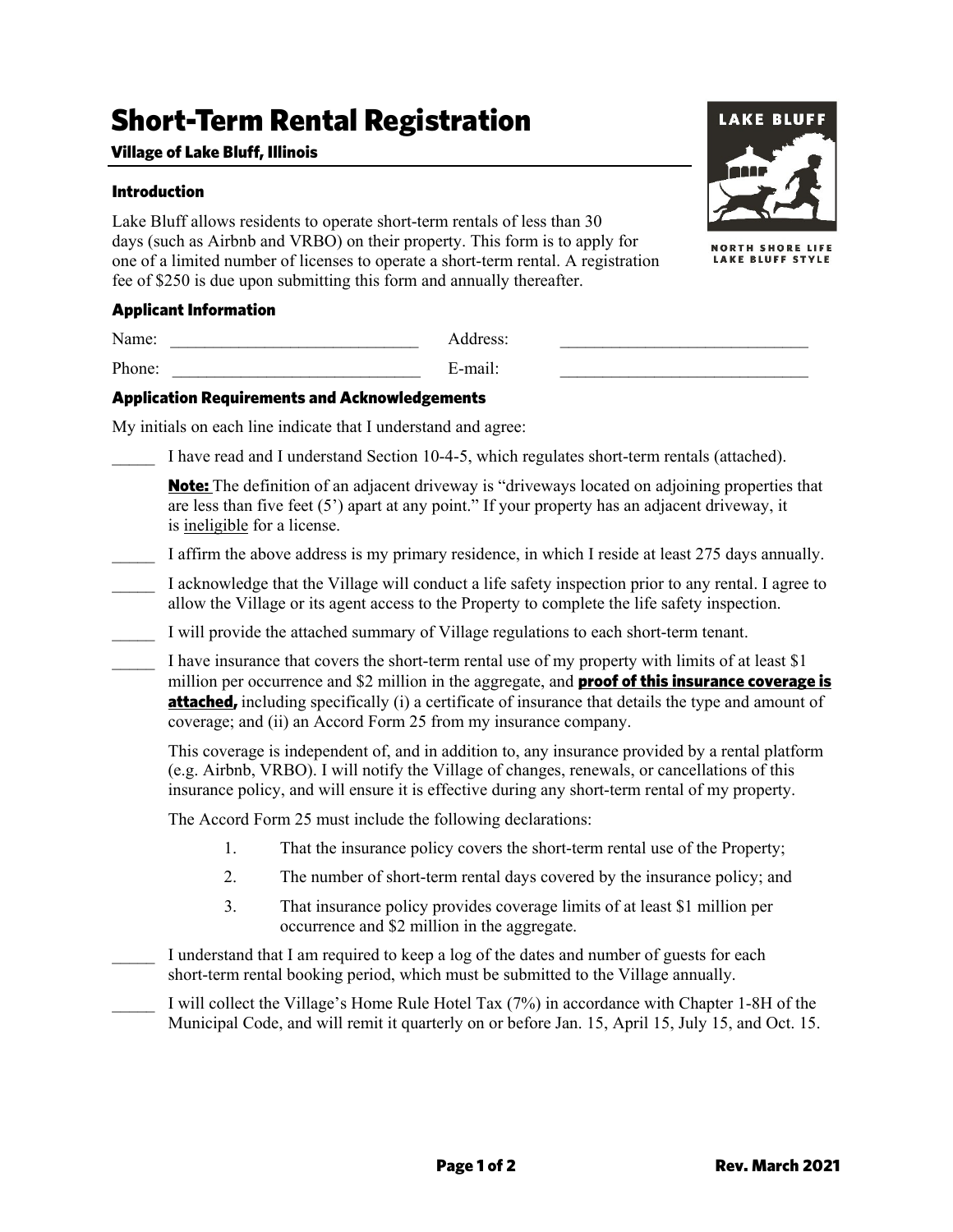# Short-Term Rental Registration

**Village of Lake Bluff, Illinois**

LAKE BLUFF

NORTH SHORE LIFE
LAKE BLUFF STYLE

### Introduction

Lake Bluff allows residents to operate short-term rentals of less than 30 days (such as Airbnb and VRBO) on their property. This form is to apply for one of a limited number of licenses to operate a short-term rental. A registration fee of $250 is due upon submitting this form and annually thereafter.

### Applicant Information

Name: ______________________________ Address: ______________________________

Phone: ______________________________ E-mail: ______________________________

### Application Requirements and Acknowledgements

My initials on each line indicate that I understand and agree:

_____ I have read and I understand Section 10-4-5, which regulates short-term rentals (attached).

**Note:** The definition of an adjacent driveway is "driveways located on adjoining properties that are less than five feet (5') apart at any point." If your property has an adjacent driveway, it is ineligible for a license.

_____ I affirm the above address is my primary residence, in which I reside at least 275 days annually.

_____ I acknowledge that the Village will conduct a life safety inspection prior to any rental. I agree to allow the Village or its agent access to the Property to complete the life safety inspection.

_____ I will provide the attached summary of Village regulations to each short-term tenant.

_____ I have insurance that covers the short-term rental use of my property with limits of at least $1 million per occurrence and $2 million in the aggregate, and **proof of this insurance coverage is attached,** including specifically (i) a certificate of insurance that details the type and amount of coverage; and (ii) an Accord Form 25 from my insurance company.

This coverage is independent of, and in addition to, any insurance provided by a rental platform (e.g. Airbnb, VRBO). I will notify the Village of changes, renewals, or cancellations of this insurance policy, and will ensure it is effective during any short-term rental of my property.

The Accord Form 25 must include the following declarations:

1. That the insurance policy covers the short-term rental use of the Property;
2. The number of short-term rental days covered by the insurance policy; and
3. That insurance policy provides coverage limits of at least $1 million per occurrence and $2 million in the aggregate.

_____ I understand that I am required to keep a log of the dates and number of guests for each short-term rental booking period, which must be submitted to the Village annually.

_____ I will collect the Village's Home Rule Hotel Tax (7%) in accordance with Chapter 1-8H of the Municipal Code, and will remit it quarterly on or before Jan. 15, April 15, July 15, and Oct. 15.

Rev. March 2021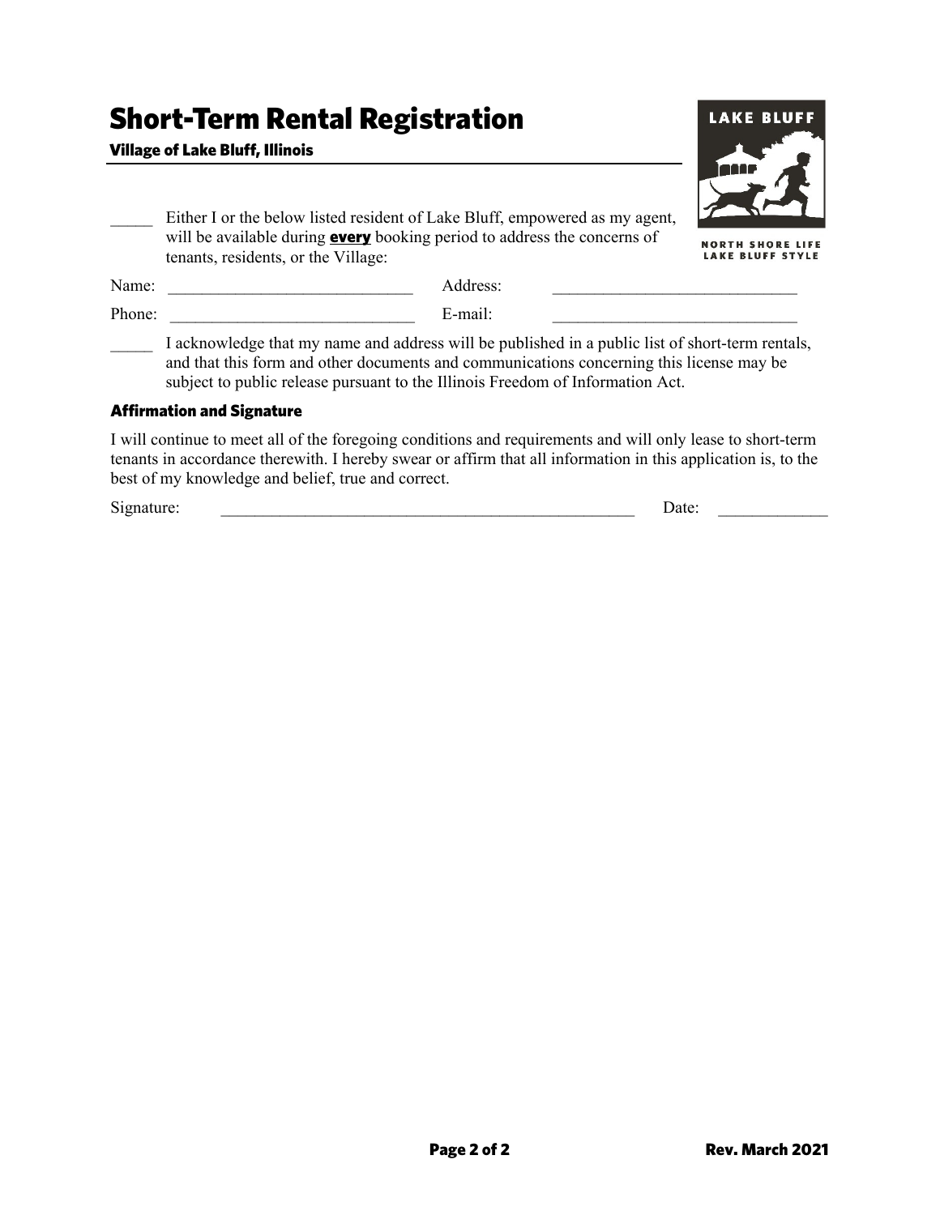# Short-Term Rental Registration

**Village of Lake Bluff, Illinois**

LAKE BLUFF

NORTH SHORE LIFE
LAKE BLUFF STYLE

_____ Either I or the below listed resident of Lake Bluff, empowered as my agent, will be available during **every** booking period to address the concerns of tenants, residents, or the Village:

Name: ______________________________ Address: ______________________________

Phone: ______________________________ E-mail: ______________________________

_____ I acknowledge that my name and address will be published in a public list of short-term rentals, and that this form and other documents and communications concerning this license may be subject to public release pursuant to the Illinois Freedom of Information Act.

### Affirmation and Signature

I will continue to meet all of the foregoing conditions and requirements and will only lease to short-term tenants in accordance therewith. I hereby swear or affirm that all information in this application is, to the best of my knowledge and belief, true and correct.

Signature: ____________________________________________________ Date: _____________

Rev. March 2021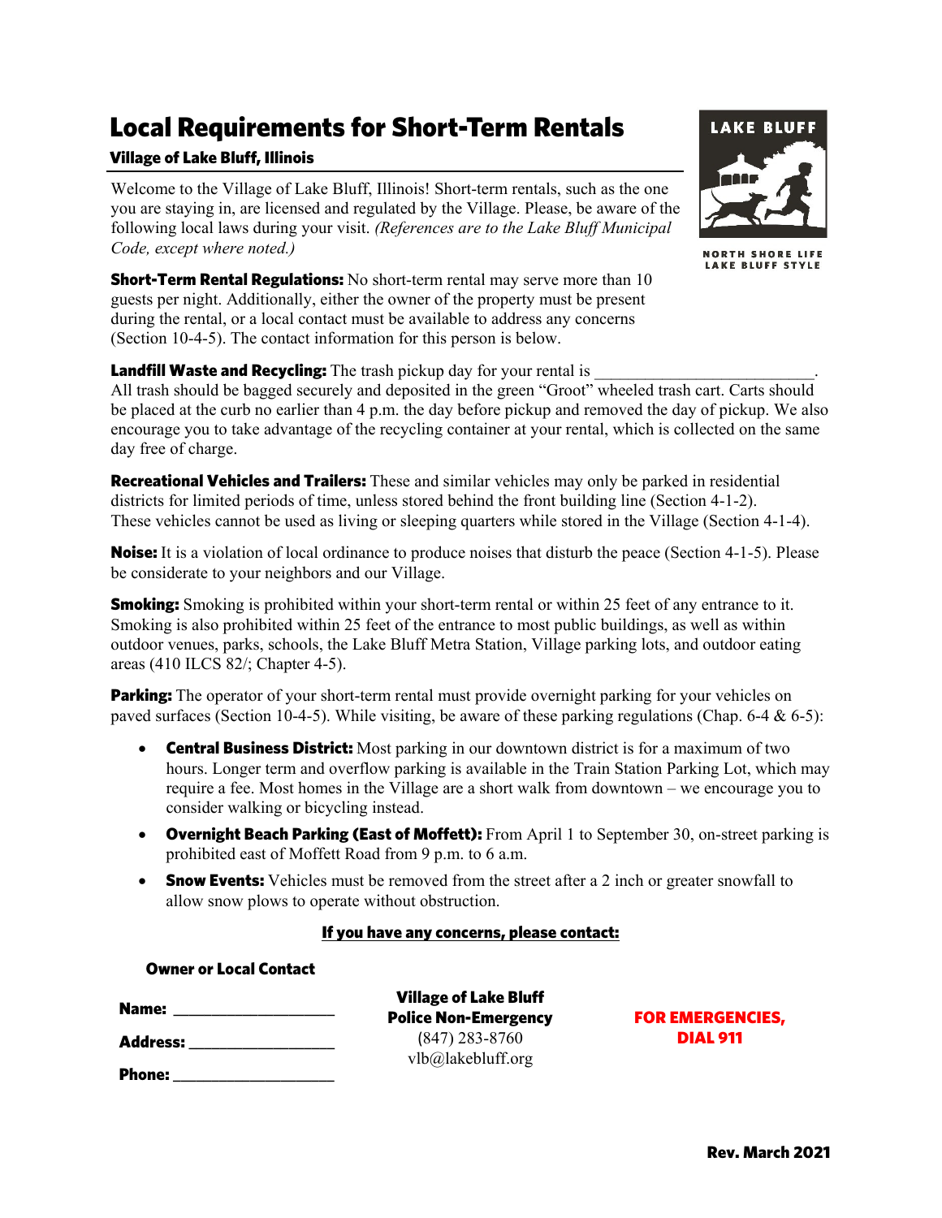# Local Requirements for Short-Term Rentals

## Village of Lake Bluff, Illinois

LAKE BLUFF

NORTH SHORE LIFE
LAKE BLUFF STYLE

Welcome to the Village of Lake Bluff, Illinois! Short-term rentals, such as the one you are staying in, are licensed and regulated by the Village. Please, be aware of the following local laws during your visit. *(References are to the Lake Bluff Municipal Code, except where noted.)*

**Short-Term Rental Regulations:** No short-term rental may serve more than 10 guests per night. Additionally, either the owner of the property must be present during the rental, or a local contact must be available to address any concerns (Section 10-4-5). The contact information for this person is below.

**Landfill Waste and Recycling:** The trash pickup day for your rental is ___________________________. All trash should be bagged securely and deposited in the green "Groot" wheeled trash cart. Carts should be placed at the curb no earlier than 4 p.m. the day before pickup and removed the day of pickup. We also encourage you to take advantage of the recycling container at your rental, which is collected on the same day free of charge.

**Recreational Vehicles and Trailers:** These and similar vehicles may only be parked in residential districts for limited periods of time, unless stored behind the front building line (Section 4-1-2). These vehicles cannot be used as living or sleeping quarters while stored in the Village (Section 4-1-4).

**Noise:** It is a violation of local ordinance to produce noises that disturb the peace (Section 4-1-5). Please be considerate to your neighbors and our Village.

**Smoking:** Smoking is prohibited within your short-term rental or within 25 feet of any entrance to it. Smoking is also prohibited within 25 feet of the entrance to most public buildings, as well as within outdoor venues, parks, schools, the Lake Bluff Metra Station, Village parking lots, and outdoor eating areas (410 ILCS 82/; Chapter 4-5).

**Parking:** The operator of your short-term rental must provide overnight parking for your vehicles on paved surfaces (Section 10-4-5). While visiting, be aware of these parking regulations (Chap. 6-4 & 6-5):

- **Central Business District:** Most parking in our downtown district is for a maximum of two hours. Longer term and overflow parking is available in the Train Station Parking Lot, which may require a fee. Most homes in the Village are a short walk from downtown – we encourage you to consider walking or bicycling instead.
- **Overnight Beach Parking (East of Moffett):** From April 1 to September 30, on-street parking is prohibited east of Moffett Road from 9 p.m. to 6 a.m.
- **Snow Events:** Vehicles must be removed from the street after a 2 inch or greater snowfall to allow snow plows to operate without obstruction.

**<u>If you have any concerns, please contact:</u>**

**Owner or Local Contact**

**Name:** ____________________

**Address:** __________________

**Phone:** ____________________

**Village of Lake Bluff**
**Police Non-Emergency**
(847) 283-8760
vlb@lakebluff.org

**FOR EMERGENCIES, DIAL 911**

**Rev. March 2021**